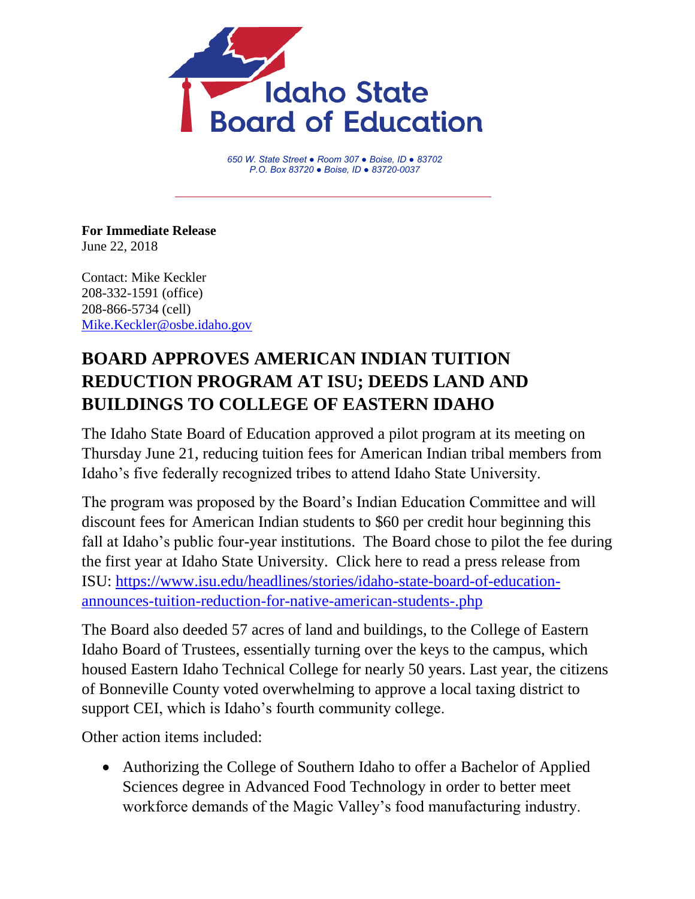Idaho State Board of Education

*650 W. State Street ● Room 307 ● Boise, ID ● 83702*
*P.O. Box 83720 ● Boise, ID ● 83720-0037*

**For Immediate Release**
June 22, 2018

Contact: Mike Keckler
208-332-1591 (office)
208-866-5734 (cell)
Mike.Keckler@osbe.idaho.gov

# BOARD APPROVES AMERICAN INDIAN TUITION REDUCTION PROGRAM AT ISU; DEEDS LAND AND BUILDINGS TO COLLEGE OF EASTERN IDAHO

The Idaho State Board of Education approved a pilot program at its meeting on Thursday June 21, reducing tuition fees for American Indian tribal members from Idaho's five federally recognized tribes to attend Idaho State University.

The program was proposed by the Board's Indian Education Committee and will discount fees for American Indian students to $60 per credit hour beginning this fall at Idaho's public four-year institutions. The Board chose to pilot the fee during the first year at Idaho State University. Click here to read a press release from ISU: https://www.isu.edu/headlines/stories/idaho-state-board-of-education-announces-tuition-reduction-for-native-american-students-.php

The Board also deeded 57 acres of land and buildings, to the College of Eastern Idaho Board of Trustees, essentially turning over the keys to the campus, which housed Eastern Idaho Technical College for nearly 50 years. Last year, the citizens of Bonneville County voted overwhelming to approve a local taxing district to support CEI, which is Idaho's fourth community college.

Other action items included:

- Authorizing the College of Southern Idaho to offer a Bachelor of Applied Sciences degree in Advanced Food Technology in order to better meet workforce demands of the Magic Valley's food manufacturing industry.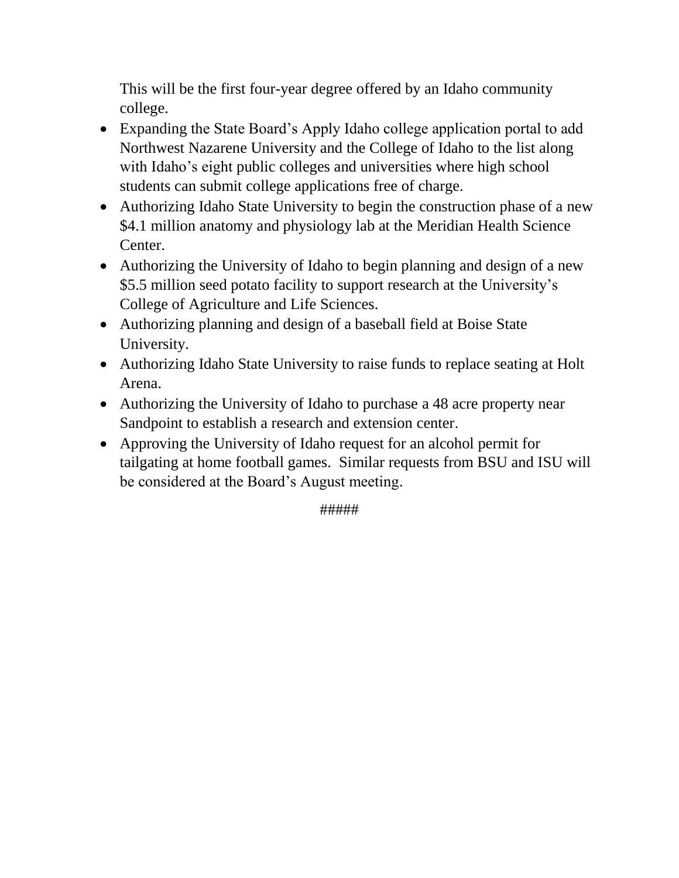This will be the first four-year degree offered by an Idaho community college.

- Expanding the State Board's Apply Idaho college application portal to add Northwest Nazarene University and the College of Idaho to the list along with Idaho's eight public colleges and universities where high school students can submit college applications free of charge.
- Authorizing Idaho State University to begin the construction phase of a new $4.1 million anatomy and physiology lab at the Meridian Health Science Center.
- Authorizing the University of Idaho to begin planning and design of a new $5.5 million seed potato facility to support research at the University's College of Agriculture and Life Sciences.
- Authorizing planning and design of a baseball field at Boise State University.
- Authorizing Idaho State University to raise funds to replace seating at Holt Arena.
- Authorizing the University of Idaho to purchase a 48 acre property near Sandpoint to establish a research and extension center.
- Approving the University of Idaho request for an alcohol permit for tailgating at home football games. Similar requests from BSU and ISU will be considered at the Board's August meeting.

#####